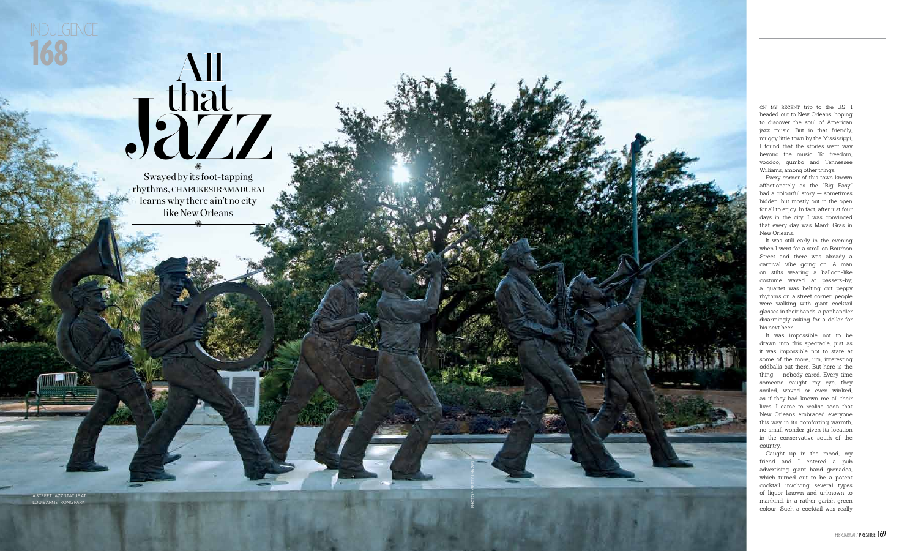# All that Jazz

Swayed by its foot-tapping rhythms, CHARUKESI RAMADURAI learns why there ain't no city like New Orleans

A STREET JAZZ STATUE AT LOUIS ARMSTRONG PARK

PHOTOS: GETTY IMAGES

ON MY RECENT trip to the US, I headed out to New Orleans, hoping to discover the soul of American jazz music. But in that friendly, muggy little town by the Mississippi, I found that the stories went way beyond the music: To freedom, voodoo, gumbo and Tennessee Williams, among other things.

Every corner of this town known affectionately as the "Big Easy" had a colourful story — sometimes hidden, but mostly out in the open for all to enjoy. In fact, after just four days in the city, I was convinced that every day was Mardi Gras in New Orleans.

It was still early in the evening when I went for a stroll on Bourbon Street and there was already a carnival vibe going on. A man on stilts wearing a balloon-like costume waved at passers-by; a quartet was belting out peppy rhythms on a street corner; people were walking with giant cocktail glasses in their hands; a panhandler disarmingly asking for a dollar for his next beer.

It was impossible not to be drawn into this spectacle, just as it was impossible not to stare at some of the more, um, interesting oddballs out there. But here is the thing — nobody cared. Every time someone caught my eye, they smiled, waved or even winked, as if they had known me all their lives. I came to realise soon that New Orleans embraced everyone this way in its comforting warmth, no small wonder given its location in the conservative south of the country.

Caught up in the mood, my friend and I entered a pub advertising giant hand grenades, which turned out to be a potent cocktail involving several types of liquor known and unknown to mankind, in a rather garish green colour. Such a cocktail was really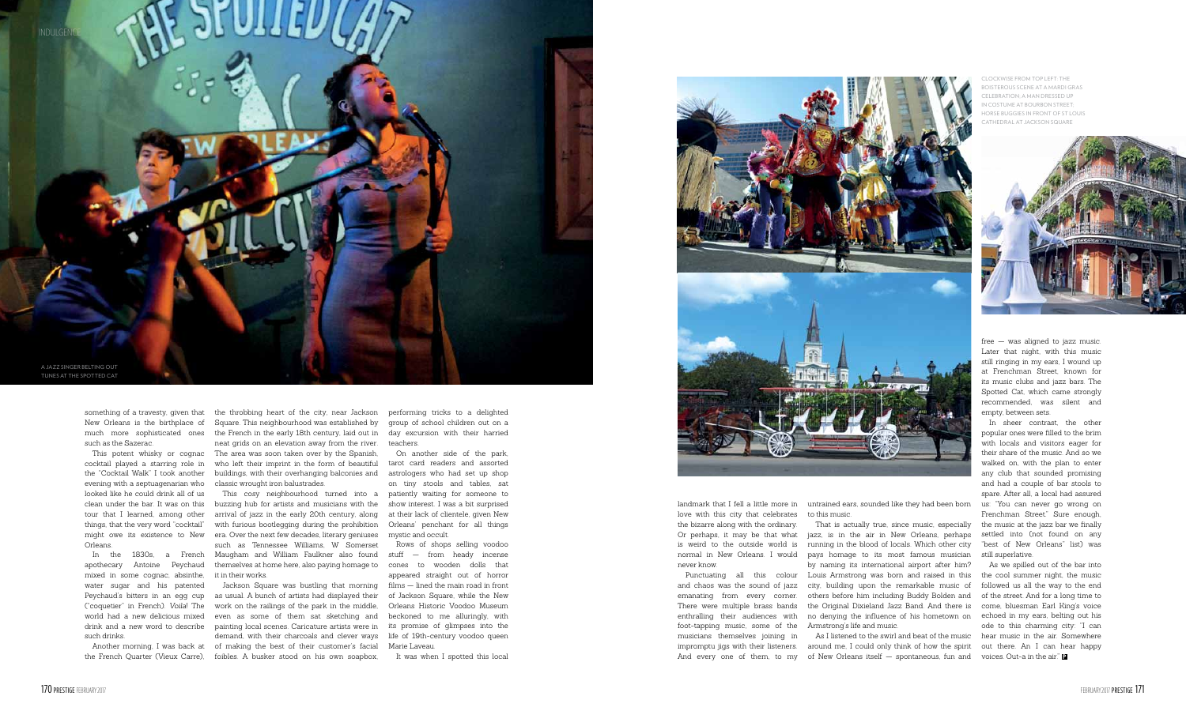A JAZZ SINGER BELTING OUT TUNES AT THE SPOTTED CAT

something of a travesty, given that New Orleans is the birthplace of much more sophisticated ones such as the Sazerac.

This potent whisky or cognac cocktail played a starring role in the "Cocktail Walk" I took another evening with a septuagenarian who looked like he could drink all of us clean under the bar. It was on this tour that I learned, among other things, that the very word "cocktail" might owe its existence to New Orleans.

In the 1830s, a French apothecary Antoine Peychaud mixed in some cognac, absinthe, water sugar and his patented Peychaud's bitters in an egg cup ("coquetier" in French). *Voila!* The world had a new delicious mixed drink and a new word to describe such drinks.

Another morning, I was back at the French Quarter (Vieux Carre), the throbbing heart of the city, near Jackson Square. This neighbourhood was established by the French in the early 18th century, laid out in neat grids on an elevation away from the river. The area was soon taken over by the Spanish, who left their imprint in the form of beautiful buildings, with their overhanging balconies and classic wrought iron balustrades.

This cosy neighbourhood turned into a buzzing hub for artists and musicians with the arrival of jazz in the early 20th century, along with furious bootlegging during the prohibition era. Over the next few decades, literary geniuses such as Tennessee Williams, W. Somerset Maugham and William Faulkner also found themselves at home here, also paying homage to it in their works.

Jackson Square was bustling that morning as usual. A bunch of artists had displayed their work on the railings of the park in the middle, even as some of them sat sketching and painting local scenes. Caricature artists were in demand, with their charcoals and clever ways of making the best of their customer's facial foibles. A busker stood on his own soapbox, performing tricks to a delighted group of school children out on a day excursion with their harried teachers.

On another side of the park, tarot card readers and assorted astrologers who had set up shop on tiny stools and tables, sat patiently waiting for someone to show interest. I was a bit surprised at their lack of clientele, given New Orleans' penchant for all things mystic and occult.

Rows of shops selling voodoo stuff — from heady incense cones to wooden dolls that appeared straight out of horror films — lined the main road in front of Jackson Square, while the New Orleans Historic Voodoo Museum beckoned to me alluringly, with its promise of glimpses into the life of 19th-century voodoo queen Marie Laveau.

It was when I spotted this local landmark that I fell a little more in love with this city that celebrates the bizarre along with the ordinary. Or perhaps, it may be that what is weird to the outside world is normal in New Orleans. I would never know.

Punctuating all this colour and chaos was the sound of jazz emanating from every corner. There were multiple brass bands enthralling their audiences with foot-tapping music, some of the musicians themselves joining in impromptu jigs with their listeners. And every one of them, to my untrained ears, sounded like they had been born to this music.

That is actually true, since music, especially jazz, is in the air in New Orleans, perhaps running in the blood of locals. Which other city pays homage to its most famous musician by naming its international airport after him? Louis Armstrong was born and raised in this city, building upon the remarkable music of others before him including Buddy Bolden and the Original Dixieland Jazz Band. And there is no denying the influence of his hometown on Armstrong's life and music.

As I listened to the swirl and beat of the music around me, I could only think of how the spirit of New Orleans itself — spontaneous, fun and free — was aligned to jazz music. Later that night, with this music still ringing in my ears, I wound up at Frenchman Street, known for its music clubs and jazz bars. The Spotted Cat, which came strongly recommended, was silent and empty, between sets.

In sheer contrast, the other popular ones were filled to the brim with locals and visitors eager for their share of the music. And so we walked on, with the plan to enter any club that sounded promising and had a couple of bar stools to spare. After all, a local had assured us: "You can never go wrong on Frenchman Street." Sure enough, the music at the jazz bar we finally settled into (not found on any "best of New Orleans" list) was still superlative.

As we spilled out of the bar into the cool summer night, the music followed us all the way to the end of the street. And for a long time to come, bluesman Earl King's voice echoed in my ears, belting out his ode to this charming city: "I can hear music in the air. Somewhere out there. An I can hear happy voices. Out-a in the air."

CLOCKWISE FROM TOP LEFT: THE BOISTEROUS SCENE AT A MARDI GRAS CELEBRATION; A MAN DRESSED UP IN COSTUME AT BOURBON STREET; HORSE BUGGIES IN FRONT OF ST LOUIS CATHEDRAL AT JACKSON SQUARE